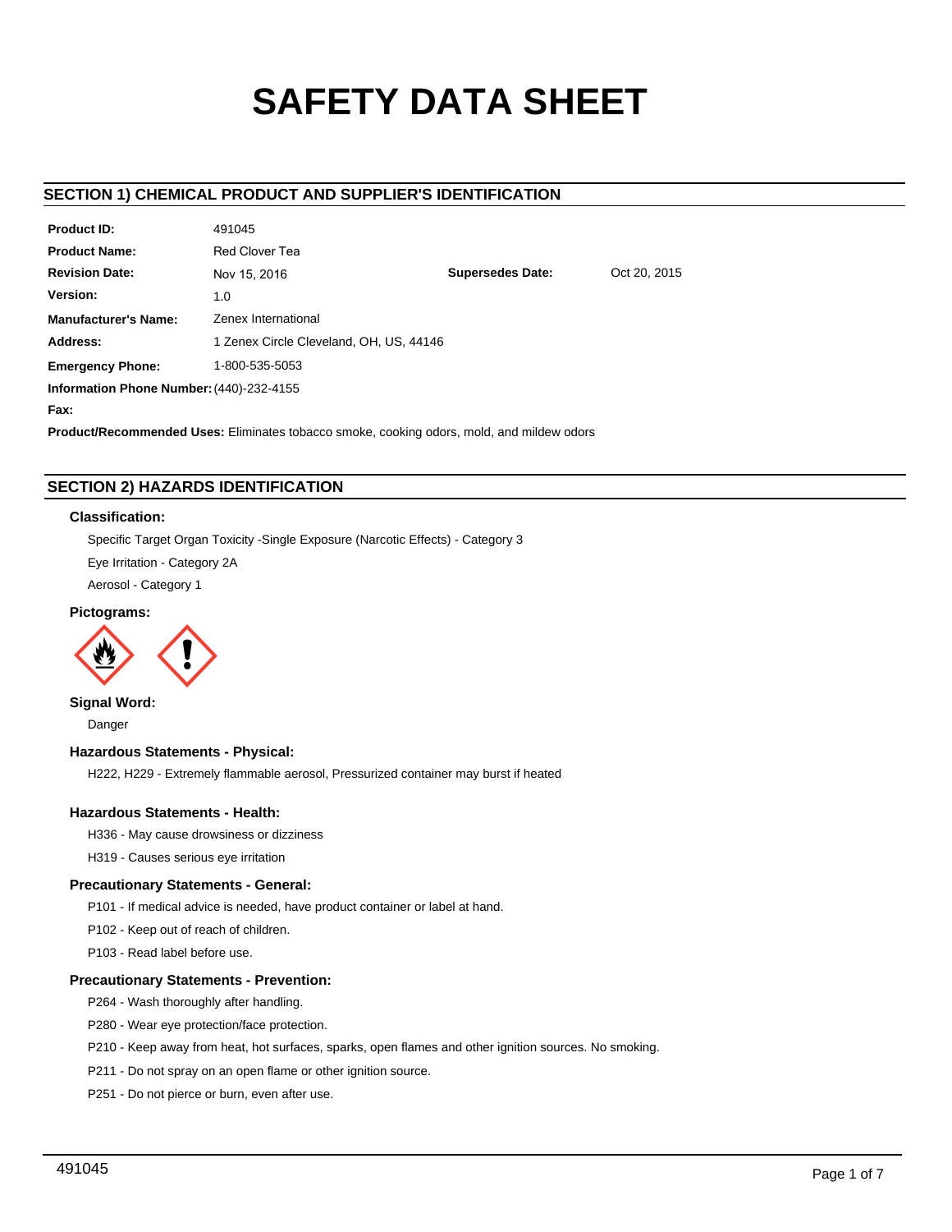# SAFETY DATA SHEET

## SECTION 1) CHEMICAL PRODUCT AND SUPPLIER'S IDENTIFICATION

**Product ID:** 491045

**Product Name:** Red Clover Tea

**Revision Date:** Nov 15, 2016 **Supersedes Date:** Oct 20, 2015

**Version:** 1.0

**Manufacturer's Name:** Zenex International

**Address:** 1 Zenex Circle Cleveland, OH, US, 44146

**Emergency Phone:** 1-800-535-5053

**Information Phone Number:** (440)-232-4155

**Fax:**

**Product/Recommended Uses:** Eliminates tobacco smoke, cooking odors, mold, and mildew odors

## SECTION 2) HAZARDS IDENTIFICATION

### Classification:

Specific Target Organ Toxicity -Single Exposure (Narcotic Effects) - Category 3

Eye Irritation - Category 2A

Aerosol - Category 1

### Pictograms:

### Signal Word:

Danger

### Hazardous Statements - Physical:

H222, H229 - Extremely flammable aerosol, Pressurized container may burst if heated

### Hazardous Statements - Health:

H336 - May cause drowsiness or dizziness

H319 - Causes serious eye irritation

### Precautionary Statements - General:

P101 - If medical advice is needed, have product container or label at hand.

P102 - Keep out of reach of children.

P103 - Read label before use.

### Precautionary Statements - Prevention:

P264 - Wash thoroughly after handling.

P280 - Wear eye protection/face protection.

P210 - Keep away from heat, hot surfaces, sparks, open flames and other ignition sources. No smoking.

P211 - Do not spray on an open flame or other ignition source.

P251 - Do not pierce or burn, even after use.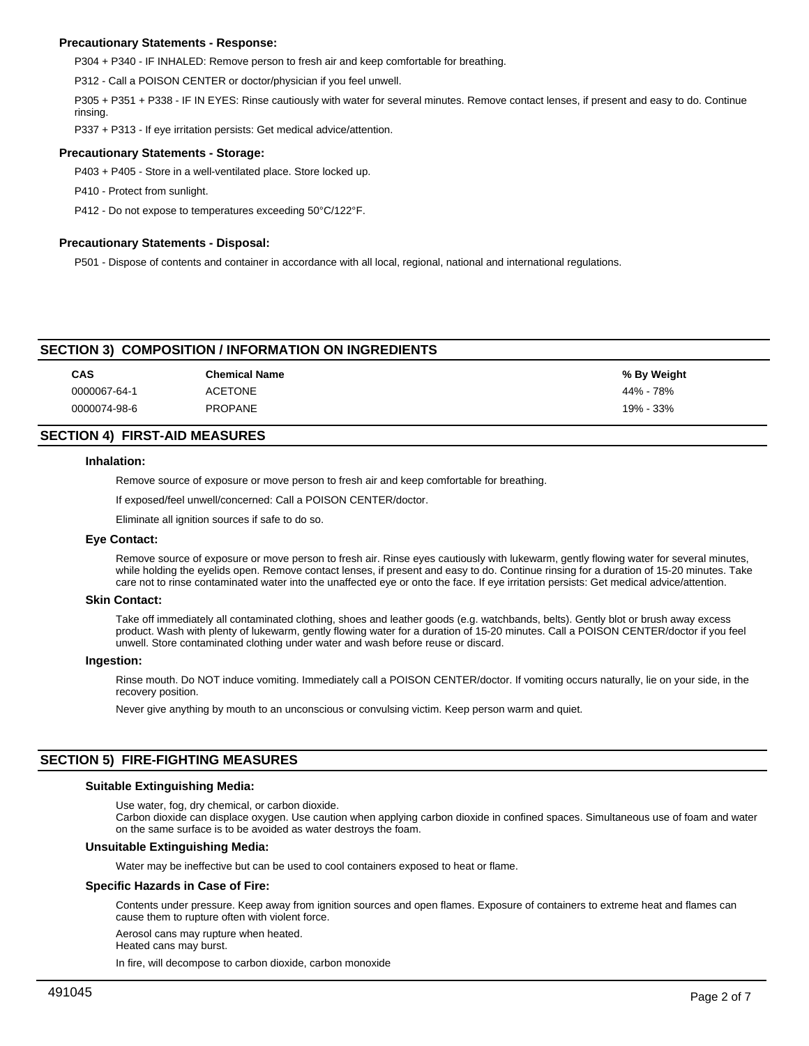#### Precautionary Statements - Response:

P304 + P340 - IF INHALED: Remove person to fresh air and keep comfortable for breathing.

P312 - Call a POISON CENTER or doctor/physician if you feel unwell.

P305 + P351 + P338 - IF IN EYES: Rinse cautiously with water for several minutes. Remove contact lenses, if present and easy to do. Continue rinsing.

P337 + P313 - If eye irritation persists: Get medical advice/attention.

#### Precautionary Statements - Storage:

P403 + P405 - Store in a well-ventilated place. Store locked up.

P410 - Protect from sunlight.

P412 - Do not expose to temperatures exceeding 50°C/122°F.

#### Precautionary Statements - Disposal:

P501 - Dispose of contents and container in accordance with all local, regional, national and international regulations.

## SECTION 3) COMPOSITION / INFORMATION ON INGREDIENTS

| CAS | Chemical Name | % By Weight |
|---|---|---|
| 0000067-64-1 | ACETONE | 44% - 78% |
| 0000074-98-6 | PROPANE | 19% - 33% |

## SECTION 4) FIRST-AID MEASURES

#### Inhalation:

Remove source of exposure or move person to fresh air and keep comfortable for breathing.

If exposed/feel unwell/concerned: Call a POISON CENTER/doctor.

Eliminate all ignition sources if safe to do so.

#### Eye Contact:

Remove source of exposure or move person to fresh air. Rinse eyes cautiously with lukewarm, gently flowing water for several minutes, while holding the eyelids open. Remove contact lenses, if present and easy to do. Continue rinsing for a duration of 15-20 minutes. Take care not to rinse contaminated water into the unaffected eye or onto the face. If eye irritation persists: Get medical advice/attention.

#### Skin Contact:

Take off immediately all contaminated clothing, shoes and leather goods (e.g. watchbands, belts). Gently blot or brush away excess product. Wash with plenty of lukewarm, gently flowing water for a duration of 15-20 minutes. Call a POISON CENTER/doctor if you feel unwell. Store contaminated clothing under water and wash before reuse or discard.

#### Ingestion:

Rinse mouth. Do NOT induce vomiting. Immediately call a POISON CENTER/doctor. If vomiting occurs naturally, lie on your side, in the recovery position.

Never give anything by mouth to an unconscious or convulsing victim. Keep person warm and quiet.

## SECTION 5) FIRE-FIGHTING MEASURES

#### Suitable Extinguishing Media:

Use water, fog, dry chemical, or carbon dioxide.
Carbon dioxide can displace oxygen. Use caution when applying carbon dioxide in confined spaces. Simultaneous use of foam and water on the same surface is to be avoided as water destroys the foam.

#### Unsuitable Extinguishing Media:

Water may be ineffective but can be used to cool containers exposed to heat or flame.

#### Specific Hazards in Case of Fire:

Contents under pressure. Keep away from ignition sources and open flames. Exposure of containers to extreme heat and flames can cause them to rupture often with violent force.

Aerosol cans may rupture when heated.
Heated cans may burst.

In fire, will decompose to carbon dioxide, carbon monoxide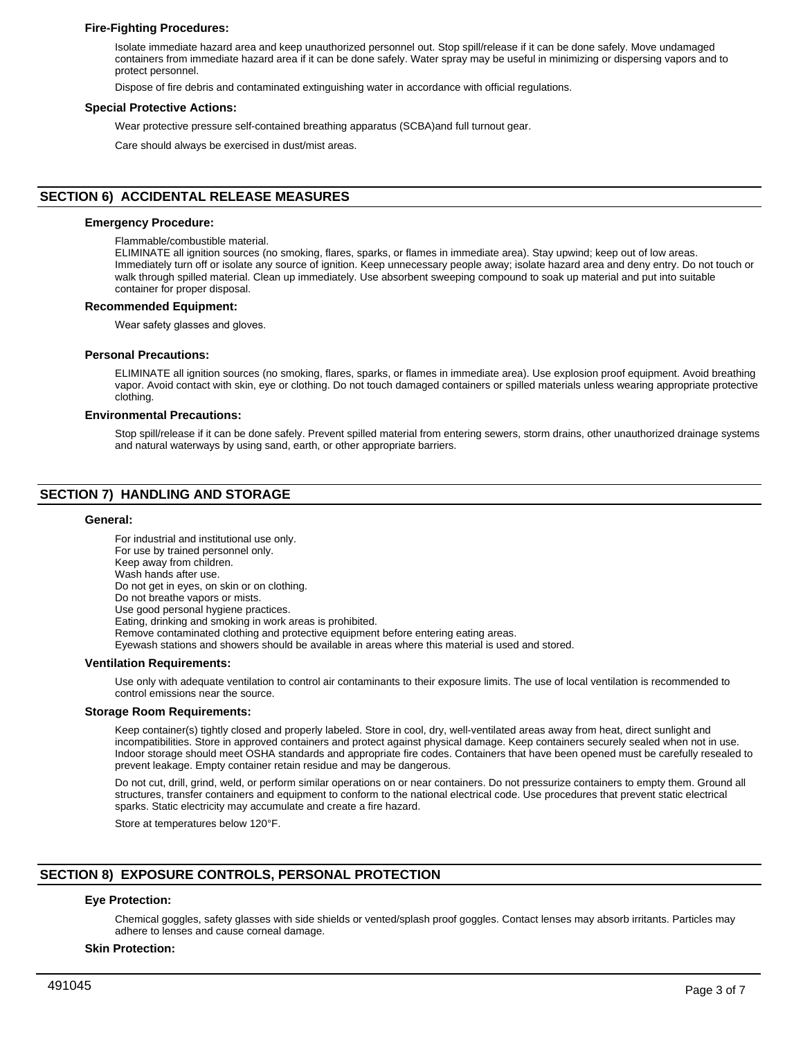### Fire-Fighting Procedures:

Isolate immediate hazard area and keep unauthorized personnel out. Stop spill/release if it can be done safely. Move undamaged containers from immediate hazard area if it can be done safely. Water spray may be useful in minimizing or dispersing vapors and to protect personnel.

Dispose of fire debris and contaminated extinguishing water in accordance with official regulations.

### Special Protective Actions:

Wear protective pressure self-contained breathing apparatus (SCBA)and full turnout gear.

Care should always be exercised in dust/mist areas.

## SECTION 6) ACCIDENTAL RELEASE MEASURES

### Emergency Procedure:

Flammable/combustible material.
ELIMINATE all ignition sources (no smoking, flares, sparks, or flames in immediate area). Stay upwind; keep out of low areas. Immediately turn off or isolate any source of ignition. Keep unnecessary people away; isolate hazard area and deny entry. Do not touch or walk through spilled material. Clean up immediately. Use absorbent sweeping compound to soak up material and put into suitable container for proper disposal.

### Recommended Equipment:

Wear safety glasses and gloves.

### Personal Precautions:

ELIMINATE all ignition sources (no smoking, flares, sparks, or flames in immediate area). Use explosion proof equipment. Avoid breathing vapor. Avoid contact with skin, eye or clothing. Do not touch damaged containers or spilled materials unless wearing appropriate protective clothing.

### Environmental Precautions:

Stop spill/release if it can be done safely. Prevent spilled material from entering sewers, storm drains, other unauthorized drainage systems and natural waterways by using sand, earth, or other appropriate barriers.

## SECTION 7) HANDLING AND STORAGE

### General:

For industrial and institutional use only.
For use by trained personnel only.
Keep away from children.
Wash hands after use.
Do not get in eyes, on skin or on clothing.
Do not breathe vapors or mists.
Use good personal hygiene practices.
Eating, drinking and smoking in work areas is prohibited.
Remove contaminated clothing and protective equipment before entering eating areas.
Eyewash stations and showers should be available in areas where this material is used and stored.

### Ventilation Requirements:

Use only with adequate ventilation to control air contaminants to their exposure limits. The use of local ventilation is recommended to control emissions near the source.

### Storage Room Requirements:

Keep container(s) tightly closed and properly labeled. Store in cool, dry, well-ventilated areas away from heat, direct sunlight and incompatibilities. Store in approved containers and protect against physical damage. Keep containers securely sealed when not in use. Indoor storage should meet OSHA standards and appropriate fire codes. Containers that have been opened must be carefully resealed to prevent leakage. Empty container retain residue and may be dangerous.

Do not cut, drill, grind, weld, or perform similar operations on or near containers. Do not pressurize containers to empty them. Ground all structures, transfer containers and equipment to conform to the national electrical code. Use procedures that prevent static electrical sparks. Static electricity may accumulate and create a fire hazard.

Store at temperatures below 120°F.

## SECTION 8) EXPOSURE CONTROLS, PERSONAL PROTECTION

### Eye Protection:

Chemical goggles, safety glasses with side shields or vented/splash proof goggles. Contact lenses may absorb irritants. Particles may adhere to lenses and cause corneal damage.

### Skin Protection:

491045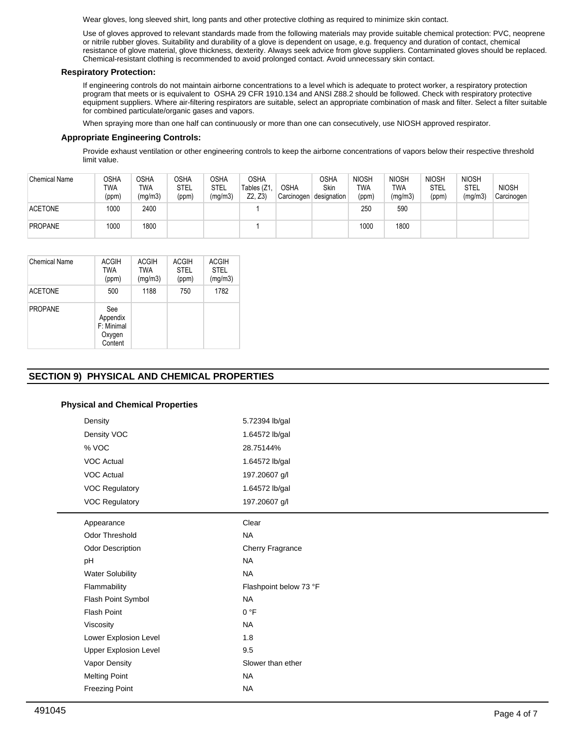Wear gloves, long sleeved shirt, long pants and other protective clothing as required to minimize skin contact.

Use of gloves approved to relevant standards made from the following materials may provide suitable chemical protection: PVC, neoprene or nitrile rubber gloves. Suitability and durability of a glove is dependent on usage, e.g. frequency and duration of contact, chemical resistance of glove material, glove thickness, dexterity. Always seek advice from glove suppliers. Contaminated gloves should be replaced. Chemical-resistant clothing is recommended to avoid prolonged contact. Avoid unnecessary skin contact.

### Respiratory Protection:

If engineering controls do not maintain airborne concentrations to a level which is adequate to protect worker, a respiratory protection program that meets or is equivalent to OSHA 29 CFR 1910.134 and ANSI Z88.2 should be followed. Check with respiratory protective equipment suppliers. Where air-filtering respirators are suitable, select an appropriate combination of mask and filter. Select a filter suitable for combined particulate/organic gases and vapors.

When spraying more than one half can continuously or more than one can consecutively, use NIOSH approved respirator.

### Appropriate Engineering Controls:

Provide exhaust ventilation or other engineering controls to keep the airborne concentrations of vapors below their respective threshold limit value.

| Chemical Name | OSHA TWA (ppm) | OSHA TWA (mg/m3) | OSHA STEL (ppm) | OSHA STEL (mg/m3) | OSHA Tables (Z1, Z2, Z3) | OSHA Carcinogen | OSHA Skin designation | NIOSH TWA (ppm) | NIOSH TWA (mg/m3) | NIOSH STEL (ppm) | NIOSH STEL (mg/m3) | NIOSH Carcinogen |
|---|---|---|---|---|---|---|---|---|---|---|---|---|
| ACETONE | 1000 | 2400 | | | 1 | | | 250 | 590 | | | |
| PROPANE | 1000 | 1800 | | | 1 | | | 1000 | 1800 | | | |

| Chemical Name | ACGIH TWA (ppm) | ACGIH TWA (mg/m3) | ACGIH STEL (ppm) | ACGIH STEL (mg/m3) |
|---|---|---|---|---|
| ACETONE | 500 | 1188 | 750 | 1782 |
| PROPANE | See Appendix F: Minimal Oxygen Content | | | |

## SECTION 9) PHYSICAL AND CHEMICAL PROPERTIES

### Physical and Chemical Properties

| | |
|---|---|
| Density | 5.72394 lb/gal |
| Density VOC | 1.64572 lb/gal |
| % VOC | 28.75144% |
| VOC Actual | 1.64572 lb/gal |
| VOC Actual | 197.20607 g/l |
| VOC Regulatory | 1.64572 lb/gal |
| VOC Regulatory | 197.20607 g/l |

| | |
|---|---|
| Appearance | Clear |
| Odor Threshold | NA |
| Odor Description | Cherry Fragrance |
| pH | NA |
| Water Solubility | NA |
| Flammability | Flashpoint below 73 °F |
| Flash Point Symbol | NA |
| Flash Point | 0 °F |
| Viscosity | NA |
| Lower Explosion Level | 1.8 |
| Upper Explosion Level | 9.5 |
| Vapor Density | Slower than ether |
| Melting Point | NA |
| Freezing Point | NA |

491045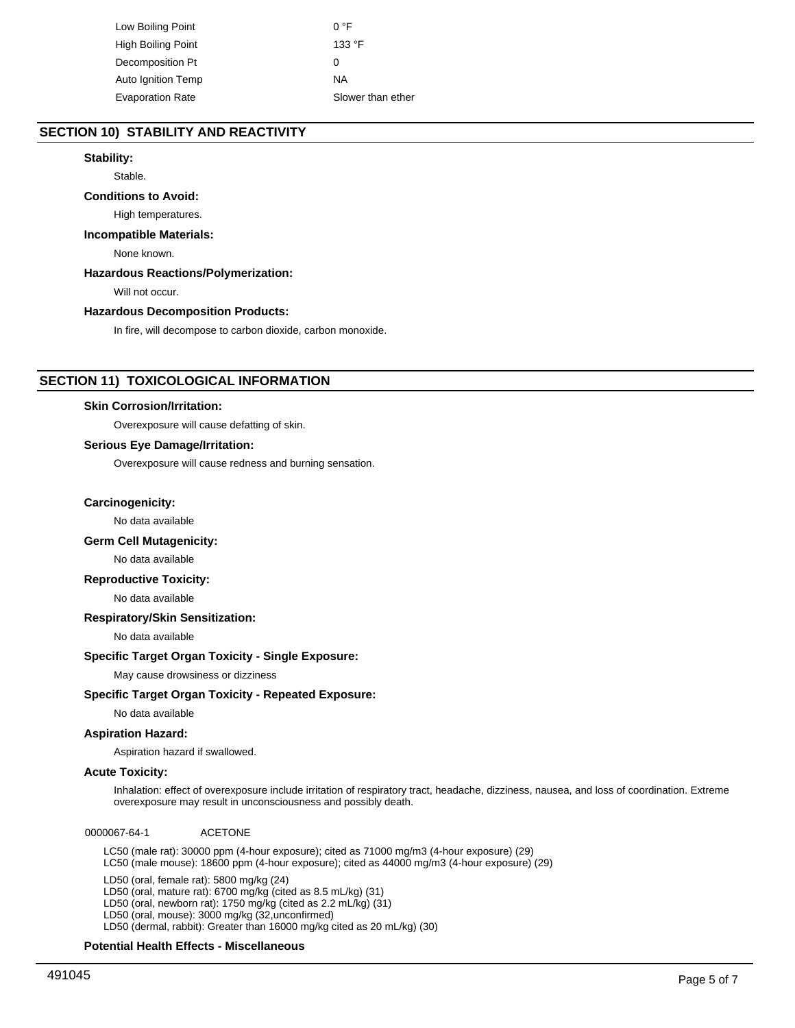| | |
|---|---|
| Low Boiling Point | 0 °F |
| High Boiling Point | 133 °F |
| Decomposition Pt | 0 |
| Auto Ignition Temp | NA |
| Evaporation Rate | Slower than ether |

## SECTION 10) STABILITY AND REACTIVITY

**Stability:**

Stable.

**Conditions to Avoid:**

High temperatures.

**Incompatible Materials:**

None known.

**Hazardous Reactions/Polymerization:**

Will not occur.

**Hazardous Decomposition Products:**

In fire, will decompose to carbon dioxide, carbon monoxide.

## SECTION 11) TOXICOLOGICAL INFORMATION

**Skin Corrosion/Irritation:**

Overexposure will cause defatting of skin.

**Serious Eye Damage/Irritation:**

Overexposure will cause redness and burning sensation.

**Carcinogenicity:**

No data available

**Germ Cell Mutagenicity:**

No data available

**Reproductive Toxicity:**

No data available

**Respiratory/Skin Sensitization:**

No data available

**Specific Target Organ Toxicity - Single Exposure:**

May cause drowsiness or dizziness

**Specific Target Organ Toxicity - Repeated Exposure:**

No data available

**Aspiration Hazard:**

Aspiration hazard if swallowed.

**Acute Toxicity:**

Inhalation: effect of overexposure include irritation of respiratory tract, headache, dizziness, nausea, and loss of coordination. Extreme overexposure may result in unconsciousness and possibly death.

0000067-64-1 ACETONE

LC50 (male rat): 30000 ppm (4-hour exposure); cited as 71000 mg/m3 (4-hour exposure) (29)
LC50 (male mouse): 18600 ppm (4-hour exposure); cited as 44000 mg/m3 (4-hour exposure) (29)

LD50 (oral, female rat): 5800 mg/kg (24)
LD50 (oral, mature rat): 6700 mg/kg (cited as 8.5 mL/kg) (31)
LD50 (oral, newborn rat): 1750 mg/kg (cited as 2.2 mL/kg) (31)
LD50 (oral, mouse): 3000 mg/kg (32,unconfirmed)
LD50 (dermal, rabbit): Greater than 16000 mg/kg cited as 20 mL/kg) (30)

**Potential Health Effects - Miscellaneous**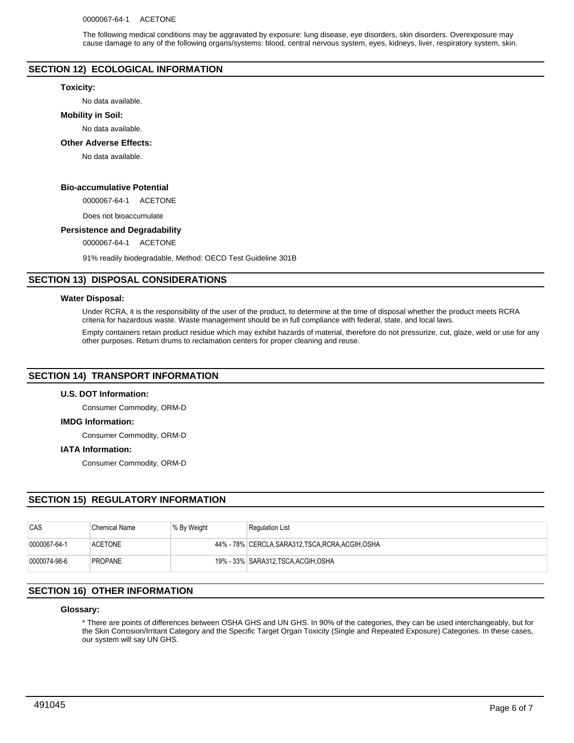0000067-64-1 ACETONE

The following medical conditions may be aggravated by exposure: lung disease, eye disorders, skin disorders. Overexposure may cause damage to any of the following organs/systems: blood, central nervous system, eyes, kidneys, liver, respiratory system, skin.

## SECTION 12) ECOLOGICAL INFORMATION

### Toxicity:

No data available.

### Mobility in Soil:

No data available.

### Other Adverse Effects:

No data available.

### Bio-accumulative Potential

0000067-64-1 ACETONE

Does not bioaccumulate

### Persistence and Degradability

0000067-64-1 ACETONE

91% readily biodegradable, Method: OECD Test Guideline 301B

## SECTION 13) DISPOSAL CONSIDERATIONS

### Water Disposal:

Under RCRA, it is the responsibility of the user of the product, to determine at the time of disposal whether the product meets RCRA criteria for hazardous waste. Waste management should be in full compliance with federal, state, and local laws.

Empty containers retain product residue which may exhibit hazards of material, therefore do not pressurize, cut, glaze, weld or use for any other purposes. Return drums to reclamation centers for proper cleaning and reuse.

## SECTION 14) TRANSPORT INFORMATION

### U.S. DOT Information:

Consumer Commodity, ORM-D

### IMDG Information:

Consumer Commodity, ORM-D

### IATA Information:

Consumer Commodity, ORM-D

## SECTION 15) REGULATORY INFORMATION

| CAS | Chemical Name | % By Weight | Regulation List |
|---|---|---|---|
| 0000067-64-1 | ACETONE | 44% - 78% | CERCLA,SARA312,TSCA,RCRA,ACGIH,OSHA |
| 0000074-98-6 | PROPANE | 19% - 33% | SARA312,TSCA,ACGIH,OSHA |

## SECTION 16) OTHER INFORMATION

### Glossary:

* There are points of differences between OSHA GHS and UN GHS. In 90% of the categories, they can be used interchangeably, but for the Skin Corrosion/Irritant Category and the Specific Target Organ Toxicity (Single and Repeated Exposure) Categories. In these cases, our system will say UN GHS.

491045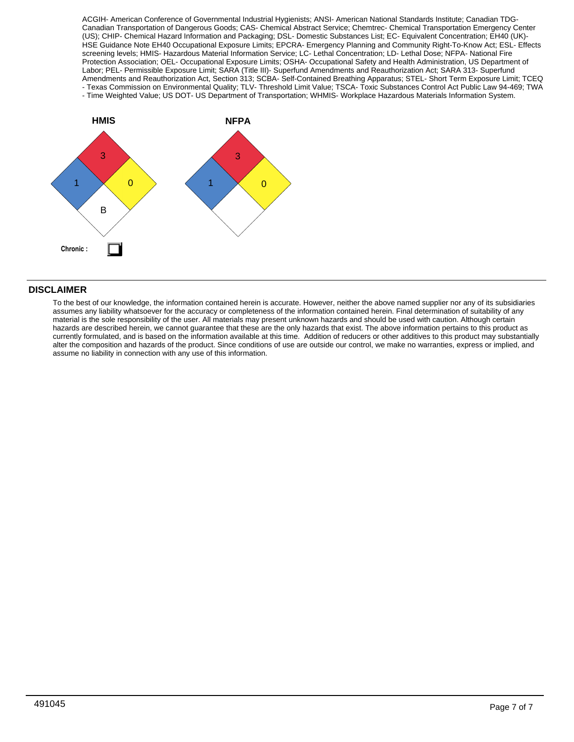ACGIH- American Conference of Governmental Industrial Hygienists; ANSI- American National Standards Institute; Canadian TDG- Canadian Transportation of Dangerous Goods; CAS- Chemical Abstract Service; Chemtrec- Chemical Transportation Emergency Center (US); CHIP- Chemical Hazard Information and Packaging; DSL- Domestic Substances List; EC- Equivalent Concentration; EH40 (UK)- HSE Guidance Note EH40 Occupational Exposure Limits; EPCRA- Emergency Planning and Community Right-To-Know Act; ESL- Effects screening levels; HMIS- Hazardous Material Information Service; LC- Lethal Concentration; LD- Lethal Dose; NFPA- National Fire Protection Association; OEL- Occupational Exposure Limits; OSHA- Occupational Safety and Health Administration, US Department of Labor; PEL- Permissible Exposure Limit; SARA (Title III)- Superfund Amendments and Reauthorization Act; SARA 313- Superfund Amendments and Reauthorization Act, Section 313; SCBA- Self-Contained Breathing Apparatus; STEL- Short Term Exposure Limit; TCEQ - Texas Commission on Environmental Quality; TLV- Threshold Limit Value; TSCA- Toxic Substances Control Act Public Law 94-469; TWA - Time Weighted Value; US DOT- US Department of Transportation; WHMIS- Workplace Hazardous Materials Information System.

**HMIS**

3
1
0
B

Chronic :

**NFPA**

3
1
0

## DISCLAIMER

To the best of our knowledge, the information contained herein is accurate. However, neither the above named supplier nor any of its subsidiaries assumes any liability whatsoever for the accuracy or completeness of the information contained herein. Final determination of suitability of any material is the sole responsibility of the user. All materials may present unknown hazards and should be used with caution. Although certain hazards are described herein, we cannot guarantee that these are the only hazards that exist. The above information pertains to this product as currently formulated, and is based on the information available at this time. Addition of reducers or other additives to this product may substantially alter the composition and hazards of the product. Since conditions of use are outside our control, we make no warranties, express or implied, and assume no liability in connection with any use of this information.

491045